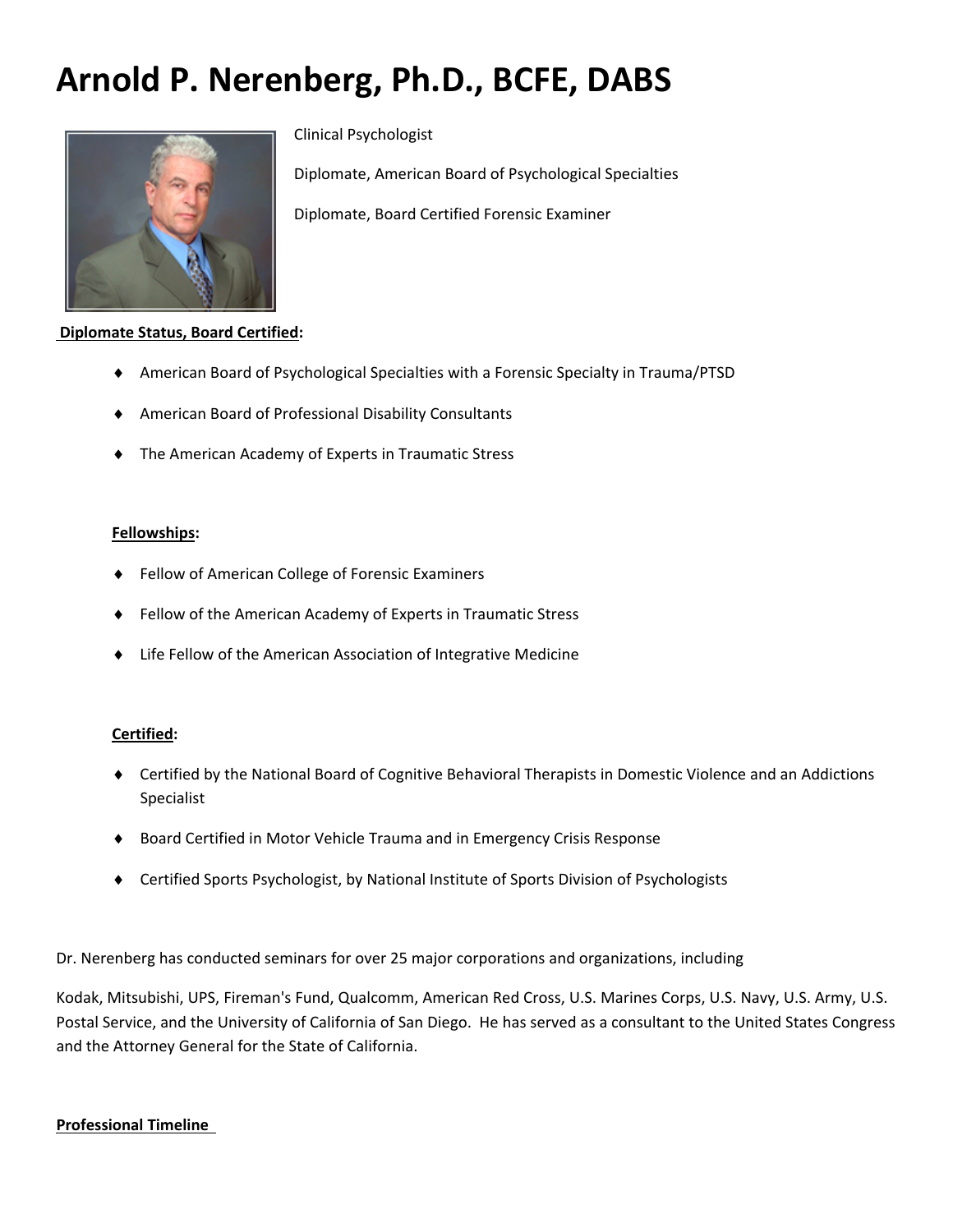# Arnold P. Nerenberg, Ph.D., BCFE, DABS

Clinical Psychologist

Diplomate, American Board of Psychological Specialties

Diplomate, Board Certified Forensic Examiner

**Diplomate Status, Board Certified:**

- American Board of Psychological Specialties with a Forensic Specialty in Trauma/PTSD
- American Board of Professional Disability Consultants
- The American Academy of Experts in Traumatic Stress

**Fellowships:**

- Fellow of American College of Forensic Examiners
- Fellow of the American Academy of Experts in Traumatic Stress
- Life Fellow of the American Association of Integrative Medicine

**Certified:**

- Certified by the National Board of Cognitive Behavioral Therapists in Domestic Violence and an Addictions Specialist
- Board Certified in Motor Vehicle Trauma and in Emergency Crisis Response
- Certified Sports Psychologist, by National Institute of Sports Division of Psychologists

Dr. Nerenberg has conducted seminars for over 25 major corporations and organizations, including

Kodak, Mitsubishi, UPS, Fireman's Fund, Qualcomm, American Red Cross, U.S. Marines Corps, U.S. Navy, U.S. Army, U.S. Postal Service, and the University of California of San Diego. He has served as a consultant to the United States Congress and the Attorney General for the State of California.

**Professional Timeline**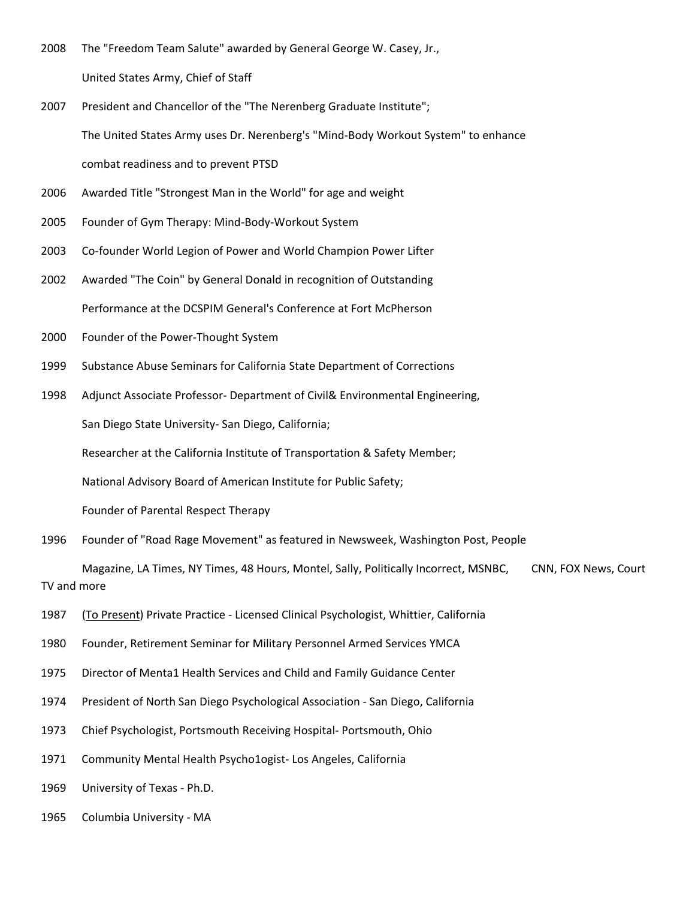2008 The "Freedom Team Salute" awarded by General George W. Casey, Jr., United States Army, Chief of Staff

2007 President and Chancellor of the "The Nerenberg Graduate Institute"; The United States Army uses Dr. Nerenberg's "Mind-Body Workout System" to enhance combat readiness and to prevent PTSD

2006 Awarded Title "Strongest Man in the World" for age and weight

2005 Founder of Gym Therapy: Mind-Body-Workout System

2003 Co-founder World Legion of Power and World Champion Power Lifter

2002 Awarded "The Coin" by General Donald in recognition of Outstanding Performance at the DCSPIM General's Conference at Fort McPherson

2000 Founder of the Power-Thought System

1999 Substance Abuse Seminars for California State Department of Corrections

1998 Adjunct Associate Professor- Department of Civil& Environmental Engineering, San Diego State University- San Diego, California;

Researcher at the California Institute of Transportation & Safety Member;

National Advisory Board of American Institute for Public Safety;

Founder of Parental Respect Therapy

1996 Founder of "Road Rage Movement" as featured in Newsweek, Washington Post, People Magazine, LA Times, NY Times, 48 Hours, Montel, Sally, Politically Incorrect, MSNBC, CNN, FOX News, Court TV and more

1987 (To Present) Private Practice - Licensed Clinical Psychologist, Whittier, California

1980 Founder, Retirement Seminar for Military Personnel Armed Services YMCA

1975 Director of Menta1 Health Services and Child and Family Guidance Center

1974 President of North San Diego Psychological Association - San Diego, California

1973 Chief Psychologist, Portsmouth Receiving Hospital- Portsmouth, Ohio

1971 Community Mental Health Psycho1ogist- Los Angeles, California

1969 University of Texas - Ph.D.

1965 Columbia University - MA